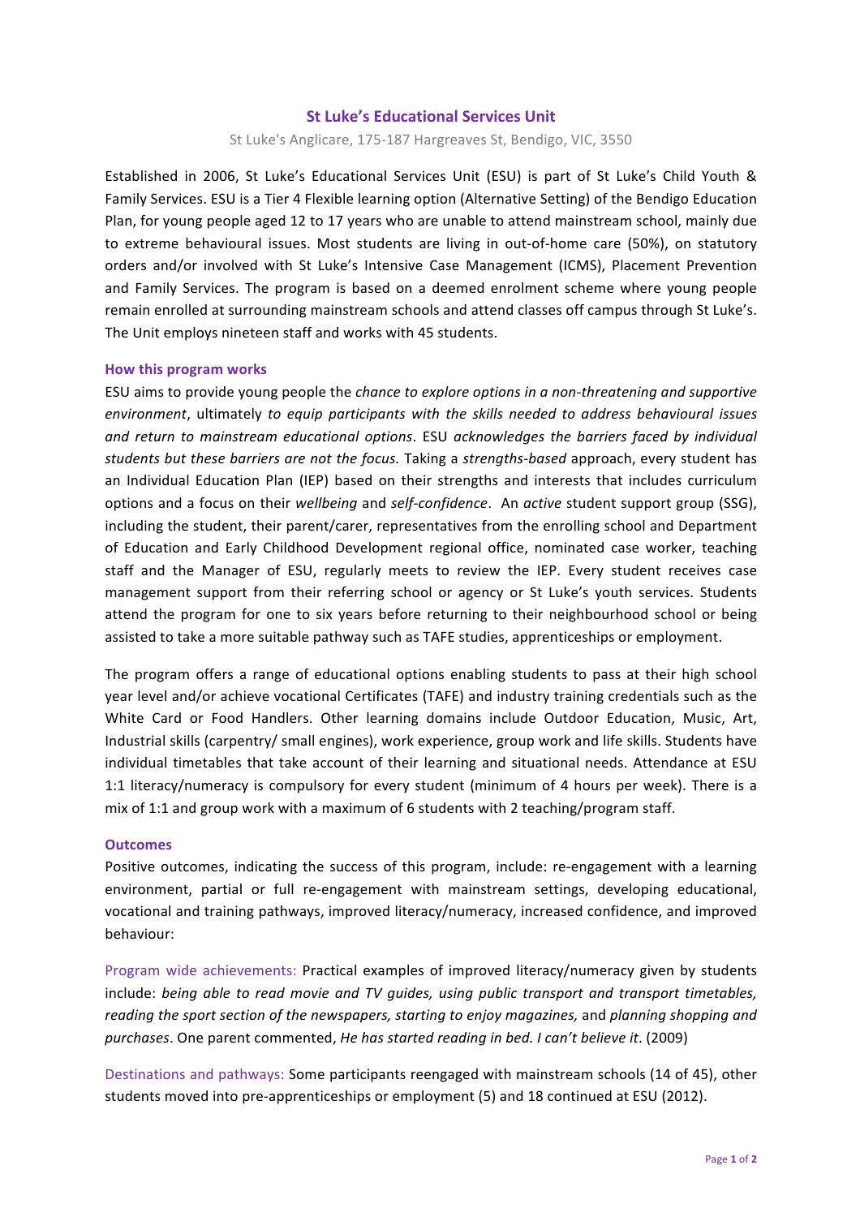# St Luke's Educational Services Unit

St Luke's Anglicare, 175-187 Hargreaves St, Bendigo, VIC, 3550

Established in 2006, St Luke's Educational Services Unit (ESU) is part of St Luke's Child Youth & Family Services. ESU is a Tier 4 Flexible learning option (Alternative Setting) of the Bendigo Education Plan, for young people aged 12 to 17 years who are unable to attend mainstream school, mainly due to extreme behavioural issues. Most students are living in out-of-home care (50%), on statutory orders and/or involved with St Luke's Intensive Case Management (ICMS), Placement Prevention and Family Services. The program is based on a deemed enrolment scheme where young people remain enrolled at surrounding mainstream schools and attend classes off campus through St Luke's. The Unit employs nineteen staff and works with 45 students.

## How this program works

ESU aims to provide young people the *chance to explore options in a non-threatening and supportive environment*, ultimately *to equip participants with the skills needed to address behavioural issues and return to mainstream educational options*. ESU *acknowledges the barriers faced by individual students but these barriers are not the focus.* Taking a *strengths-based* approach, every student has an Individual Education Plan (IEP) based on their strengths and interests that includes curriculum options and a focus on their *wellbeing* and *self-confidence*. An *active* student support group (SSG), including the student, their parent/carer, representatives from the enrolling school and Department of Education and Early Childhood Development regional office, nominated case worker, teaching staff and the Manager of ESU, regularly meets to review the IEP. Every student receives case management support from their referring school or agency or St Luke's youth services. Students attend the program for one to six years before returning to their neighbourhood school or being assisted to take a more suitable pathway such as TAFE studies, apprenticeships or employment.

The program offers a range of educational options enabling students to pass at their high school year level and/or achieve vocational Certificates (TAFE) and industry training credentials such as the White Card or Food Handlers. Other learning domains include Outdoor Education, Music, Art, Industrial skills (carpentry/ small engines), work experience, group work and life skills. Students have individual timetables that take account of their learning and situational needs. Attendance at ESU 1:1 literacy/numeracy is compulsory for every student (minimum of 4 hours per week). There is a mix of 1:1 and group work with a maximum of 6 students with 2 teaching/program staff.

## Outcomes

Positive outcomes, indicating the success of this program, include: re-engagement with a learning environment, partial or full re-engagement with mainstream settings, developing educational, vocational and training pathways, improved literacy/numeracy, increased confidence, and improved behaviour:

Program wide achievements: Practical examples of improved literacy/numeracy given by students include: *being able to read movie and TV guides, using public transport and transport timetables, reading the sport section of the newspapers, starting to enjoy magazines,* and *planning shopping and purchases*. One parent commented, *He has started reading in bed. I can't believe it*. (2009)

Destinations and pathways: Some participants reengaged with mainstream schools (14 of 45), other students moved into pre-apprenticeships or employment (5) and 18 continued at ESU (2012).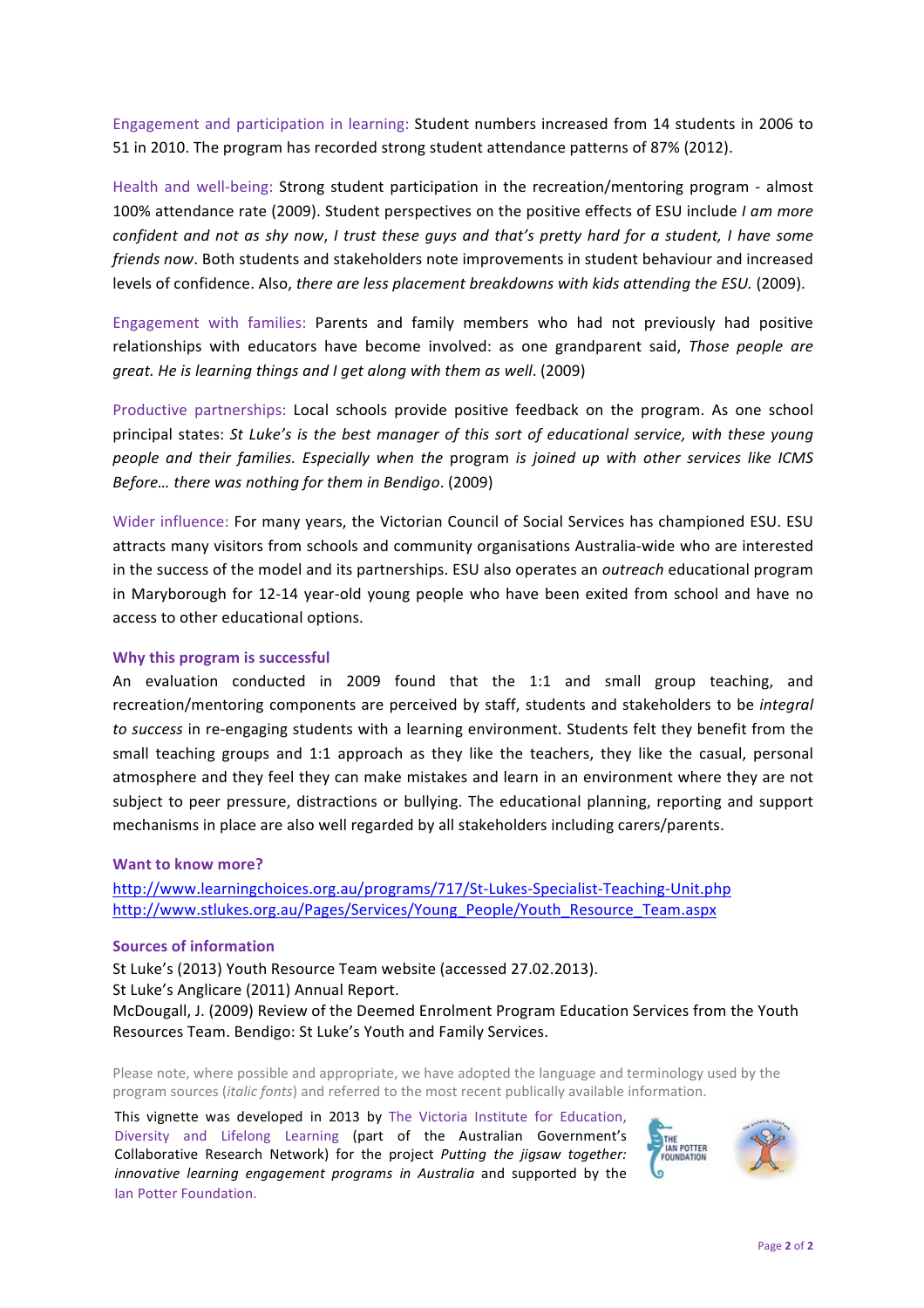Engagement and participation in learning: Student numbers increased from 14 students in 2006 to 51 in 2010. The program has recorded strong student attendance patterns of 87% (2012).

Health and well-being: Strong student participation in the recreation/mentoring program - almost 100% attendance rate (2009). Student perspectives on the positive effects of ESU include *I am more confident and not as shy now*, *I trust these guys and that's pretty hard for a student, I have some friends now*. Both students and stakeholders note improvements in student behaviour and increased levels of confidence. Also, *there are less placement breakdowns with kids attending the ESU.* (2009).

Engagement with families: Parents and family members who had not previously had positive relationships with educators have become involved: as one grandparent said, *Those people are great. He is learning things and I get along with them as well*. (2009)

Productive partnerships: Local schools provide positive feedback on the program. As one school principal states: *St Luke's is the best manager of this sort of educational service, with these young people and their families. Especially when the* program *is joined up with other services like ICMS Before… there was nothing for them in Bendigo*. (2009)

Wider influence: For many years, the Victorian Council of Social Services has championed ESU. ESU attracts many visitors from schools and community organisations Australia-wide who are interested in the success of the model and its partnerships. ESU also operates an *outreach* educational program in Maryborough for 12-14 year-old young people who have been exited from school and have no access to other educational options.

### Why this program is successful

An evaluation conducted in 2009 found that the 1:1 and small group teaching, and recreation/mentoring components are perceived by staff, students and stakeholders to be *integral to success* in re-engaging students with a learning environment. Students felt they benefit from the small teaching groups and 1:1 approach as they like the teachers, they like the casual, personal atmosphere and they feel they can make mistakes and learn in an environment where they are not subject to peer pressure, distractions or bullying. The educational planning, reporting and support mechanisms in place are also well regarded by all stakeholders including carers/parents.

### Want to know more?

http://www.learningchoices.org.au/programs/717/St-Lukes-Specialist-Teaching-Unit.php
http://www.stlukes.org.au/Pages/Services/Young_People/Youth_Resource_Team.aspx

### Sources of information

St Luke's (2013) Youth Resource Team website (accessed 27.02.2013).
St Luke's Anglicare (2011) Annual Report.
McDougall, J. (2009) Review of the Deemed Enrolment Program Education Services from the Youth Resources Team. Bendigo: St Luke's Youth and Family Services.

Please note, where possible and appropriate, we have adopted the language and terminology used by the program sources (*italic fonts*) and referred to the most recent publically available information.

This vignette was developed in 2013 by The Victoria Institute for Education, Diversity and Lifelong Learning (part of the Australian Government's Collaborative Research Network) for the project *Putting the jigsaw together: innovative learning engagement programs in Australia* and supported by the Ian Potter Foundation.